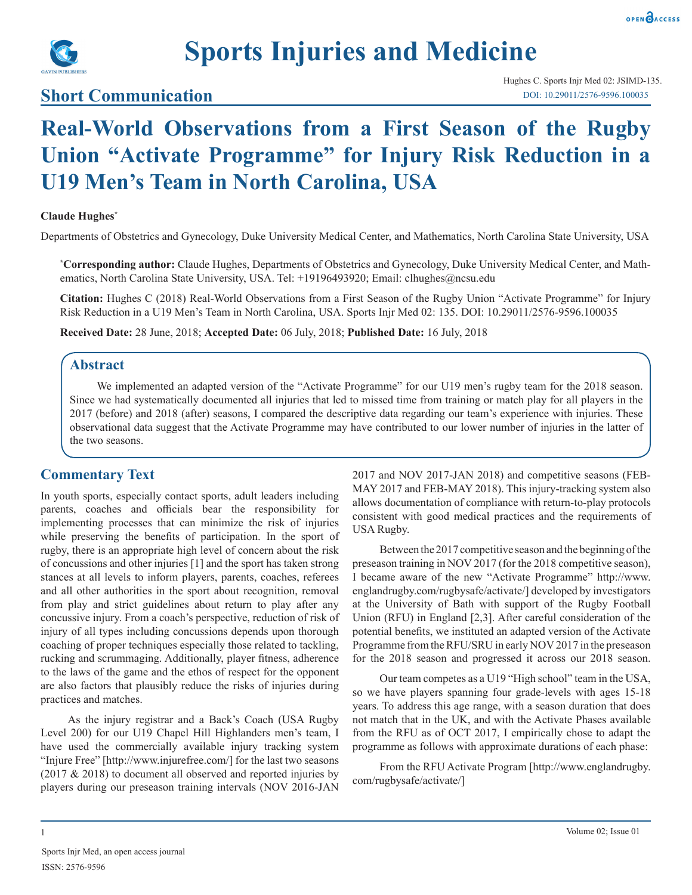# Sports Injuries and Medicine

## Short Communication

Hughes C. Sports Injr Med 02: JSIMD-135.
DOI: 10.29011/2576-9596.100035

# Real-World Observations from a First Season of the Rugby Union "Activate Programme" for Injury Risk Reduction in a U19 Men's Team in North Carolina, USA

**Claude Hughes***

Departments of Obstetrics and Gynecology, Duke University Medical Center, and Mathematics, North Carolina State University, USA

***Corresponding author:** Claude Hughes, Departments of Obstetrics and Gynecology, Duke University Medical Center, and Mathematics, North Carolina State University, USA. Tel: +19196493920; Email: clhughes@ncsu.edu

**Citation:** Hughes C (2018) Real-World Observations from a First Season of the Rugby Union "Activate Programme" for Injury Risk Reduction in a U19 Men's Team in North Carolina, USA. Sports Injr Med 02: 135. DOI: 10.29011/2576-9596.100035

**Received Date:** 28 June, 2018; **Accepted Date:** 06 July, 2018; **Published Date:** 16 July, 2018

## Abstract

We implemented an adapted version of the "Activate Programme" for our U19 men's rugby team for the 2018 season. Since we had systematically documented all injuries that led to missed time from training or match play for all players in the 2017 (before) and 2018 (after) seasons, I compared the descriptive data regarding our team's experience with injuries. These observational data suggest that the Activate Programme may have contributed to our lower number of injuries in the latter of the two seasons.

## Commentary Text

In youth sports, especially contact sports, adult leaders including parents, coaches and officials bear the responsibility for implementing processes that can minimize the risk of injuries while preserving the benefits of participation. In the sport of rugby, there is an appropriate high level of concern about the risk of concussions and other injuries [1] and the sport has taken strong stances at all levels to inform players, parents, coaches, referees and all other authorities in the sport about recognition, removal from play and strict guidelines about return to play after any concussive injury. From a coach's perspective, reduction of risk of injury of all types including concussions depends upon thorough coaching of proper techniques especially those related to tackling, rucking and scrummaging. Additionally, player fitness, adherence to the laws of the game and the ethos of respect for the opponent are also factors that plausibly reduce the risks of injuries during practices and matches.

As the injury registrar and a Back's Coach (USA Rugby Level 200) for our U19 Chapel Hill Highlanders men's team, I have used the commercially available injury tracking system "Injure Free" [http://www.injurefree.com/] for the last two seasons (2017 & 2018) to document all observed and reported injuries by players during our preseason training intervals (NOV 2016-JAN 2017 and NOV 2017-JAN 2018) and competitive seasons (FEB-MAY 2017 and FEB-MAY 2018). This injury-tracking system also allows documentation of compliance with return-to-play protocols consistent with good medical practices and the requirements of USA Rugby.

Between the 2017 competitive season and the beginning of the preseason training in NOV 2017 (for the 2018 competitive season), I became aware of the new "Activate Programme" http://www.englandrugby.com/rugbysafe/activate/] developed by investigators at the University of Bath with support of the Rugby Football Union (RFU) in England [2,3]. After careful consideration of the potential benefits, we instituted an adapted version of the Activate Programme from the RFU/SRU in early NOV 2017 in the preseason for the 2018 season and progressed it across our 2018 season.

Our team competes as a U19 "High school" team in the USA, so we have players spanning four grade-levels with ages 15-18 years. To address this age range, with a season duration that does not match that in the UK, and with the Activate Phases available from the RFU as of OCT 2017, I empirically chose to adapt the programme as follows with approximate durations of each phase:

From the RFU Activate Program [http://www.englandrugby.com/rugbysafe/activate/]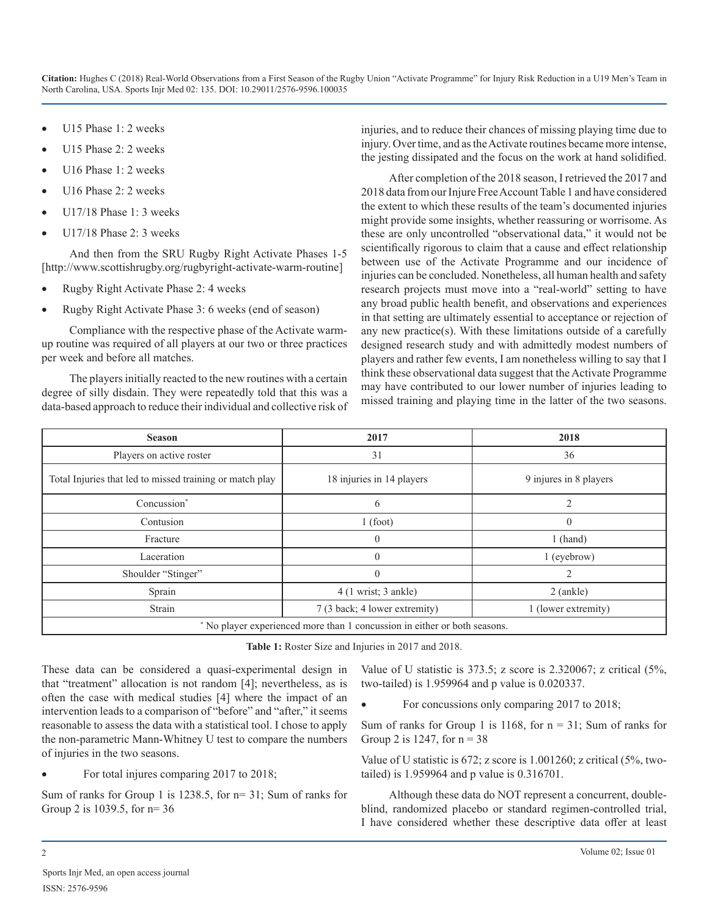- U15 Phase 1: 2 weeks
- U15 Phase 2: 2 weeks
- U16 Phase 1: 2 weeks
- U16 Phase 2: 2 weeks
- U17/18 Phase 1: 3 weeks
- U17/18 Phase 2: 3 weeks

And then from the SRU Rugby Right Activate Phases 1-5 [http://www.scottishrugby.org/rugbyright-activate-warm-routine]

- Rugby Right Activate Phase 2: 4 weeks
- Rugby Right Activate Phase 3: 6 weeks (end of season)

Compliance with the respective phase of the Activate warm-up routine was required of all players at our two or three practices per week and before all matches.

The players initially reacted to the new routines with a certain degree of silly disdain. They were repeatedly told that this was a data-based approach to reduce their individual and collective risk of injuries, and to reduce their chances of missing playing time due to injury. Over time, and as the Activate routines became more intense, the jesting dissipated and the focus on the work at hand solidified.

After completion of the 2018 season, I retrieved the 2017 and 2018 data from our Injure Free Account Table 1 and have considered the extent to which these results of the team's documented injuries might provide some insights, whether reassuring or worrisome. As these are only uncontrolled "observational data," it would not be scientifically rigorous to claim that a cause and effect relationship between use of the Activate Programme and our incidence of injuries can be concluded. Nonetheless, all human health and safety research projects must move into a "real-world" setting to have any broad public health benefit, and observations and experiences in that setting are ultimately essential to acceptance or rejection of any new practice(s). With these limitations outside of a carefully designed research study and with admittedly modest numbers of players and rather few events, I am nonetheless willing to say that I think these observational data suggest that the Activate Programme may have contributed to our lower number of injuries leading to missed training and playing time in the latter of the two seasons.

| Season | 2017 | 2018 |
|---|---|---|
| Players on active roster | 31 | 36 |
| Total Injuries that led to missed training or match play | 18 injuries in 14 players | 9 injures in 8 players |
| Concussion* | 6 | 2 |
| Contusion | 1 (foot) | 0 |
| Fracture | 0 | 1 (hand) |
| Laceration | 0 | 1 (eyebrow) |
| Shoulder "Stinger" | 0 | 2 |
| Sprain | 4 (1 wrist; 3 ankle) | 2 (ankle) |
| Strain | 7 (3 back; 4 lower extremity) | 1 (lower extremity) |
| * No player experienced more than 1 concussion in either or both seasons. | | |

**Table 1:** Roster Size and Injuries in 2017 and 2018.

These data can be considered a quasi-experimental design in that "treatment" allocation is not random [4]; nevertheless, as is often the case with medical studies [4] where the impact of an intervention leads to a comparison of "before" and "after," it seems reasonable to assess the data with a statistical tool. I chose to apply the non-parametric Mann-Whitney U test to compare the numbers of injuries in the two seasons.

- For total injures comparing 2017 to 2018;

Sum of ranks for Group 1 is 1238.5, for n= 31; Sum of ranks for Group 2 is 1039.5, for n= 36

Value of U statistic is 373.5; z score is 2.320067; z critical (5%, two-tailed) is 1.959964 and p value is 0.020337.

- For concussions only comparing 2017 to 2018;

Sum of ranks for Group 1 is 1168, for n = 31; Sum of ranks for Group 2 is 1247, for n = 38

Value of U statistic is 672; z score is 1.001260; z critical (5%, two-tailed) is 1.959964 and p value is 0.316701.

Although these data do NOT represent a concurrent, double-blind, randomized placebo or standard regimen-controlled trial, I have considered whether these descriptive data offer at least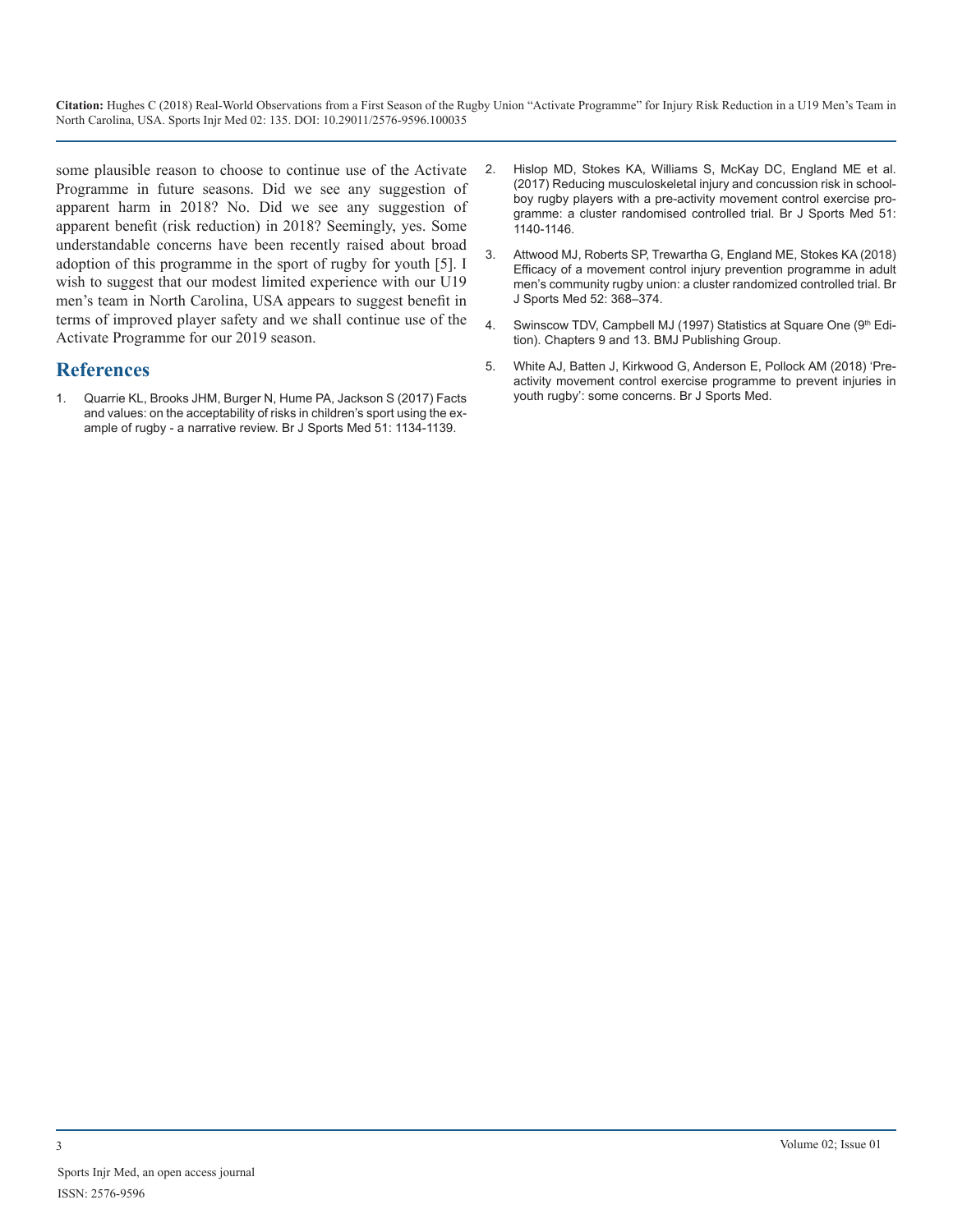some plausible reason to choose to continue use of the Activate Programme in future seasons. Did we see any suggestion of apparent harm in 2018? No. Did we see any suggestion of apparent benefit (risk reduction) in 2018? Seemingly, yes. Some understandable concerns have been recently raised about broad adoption of this programme in the sport of rugby for youth [5]. I wish to suggest that our modest limited experience with our U19 men's team in North Carolina, USA appears to suggest benefit in terms of improved player safety and we shall continue use of the Activate Programme for our 2019 season.

## References

1. Quarrie KL, Brooks JHM, Burger N, Hume PA, Jackson S (2017) Facts and values: on the acceptability of risks in children's sport using the example of rugby - a narrative review. Br J Sports Med 51: 1134-1139.
2. Hislop MD, Stokes KA, Williams S, McKay DC, England ME et al. (2017) Reducing musculoskeletal injury and concussion risk in schoolboy rugby players with a pre-activity movement control exercise programme: a cluster randomised controlled trial. Br J Sports Med 51: 1140-1146.
3. Attwood MJ, Roberts SP, Trewartha G, England ME, Stokes KA (2018) Efficacy of a movement control injury prevention programme in adult men's community rugby union: a cluster randomized controlled trial. Br J Sports Med 52: 368–374.
4. Swinscow TDV, Campbell MJ (1997) Statistics at Square One (9th Edition). Chapters 9 and 13. BMJ Publishing Group.
5. White AJ, Batten J, Kirkwood G, Anderson E, Pollock AM (2018) 'Pre-activity movement control exercise programme to prevent injuries in youth rugby': some concerns. Br J Sports Med.